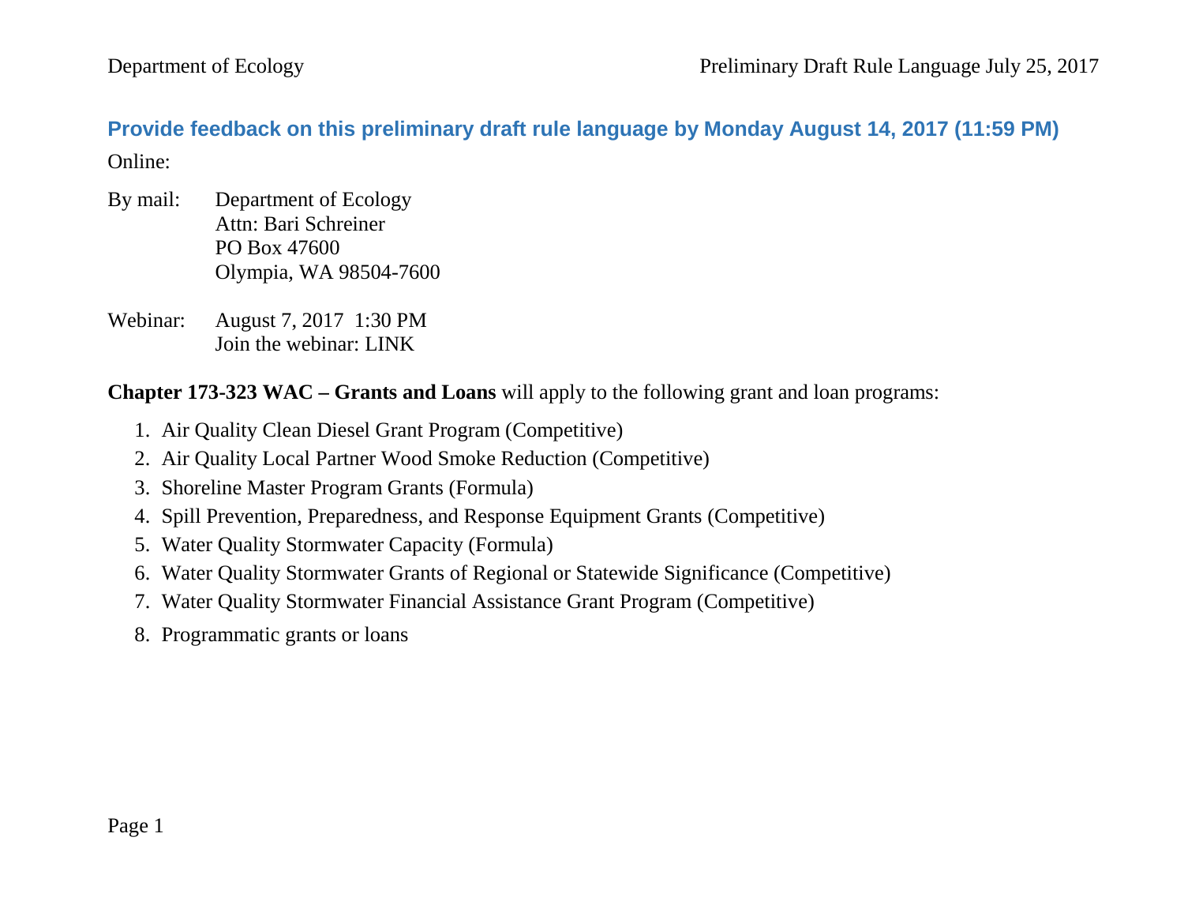**Provide feedback on this preliminary draft rule language by Monday August 14, 2017 (11:59 PM)**

Online:

By mail: Department of Ecology
Attn: Bari Schreiner
PO Box 47600
Olympia, WA 98504-7600

Webinar: August 7, 2017 1:30 PM
Join the webinar: LINK

**Chapter 173-323 WAC – Grants and Loans** will apply to the following grant and loan programs:

1. Air Quality Clean Diesel Grant Program (Competitive)
2. Air Quality Local Partner Wood Smoke Reduction (Competitive)
3. Shoreline Master Program Grants (Formula)
4. Spill Prevention, Preparedness, and Response Equipment Grants (Competitive)
5. Water Quality Stormwater Capacity (Formula)
6. Water Quality Stormwater Grants of Regional or Statewide Significance (Competitive)
7. Water Quality Stormwater Financial Assistance Grant Program (Competitive)
8. Programmatic grants or loans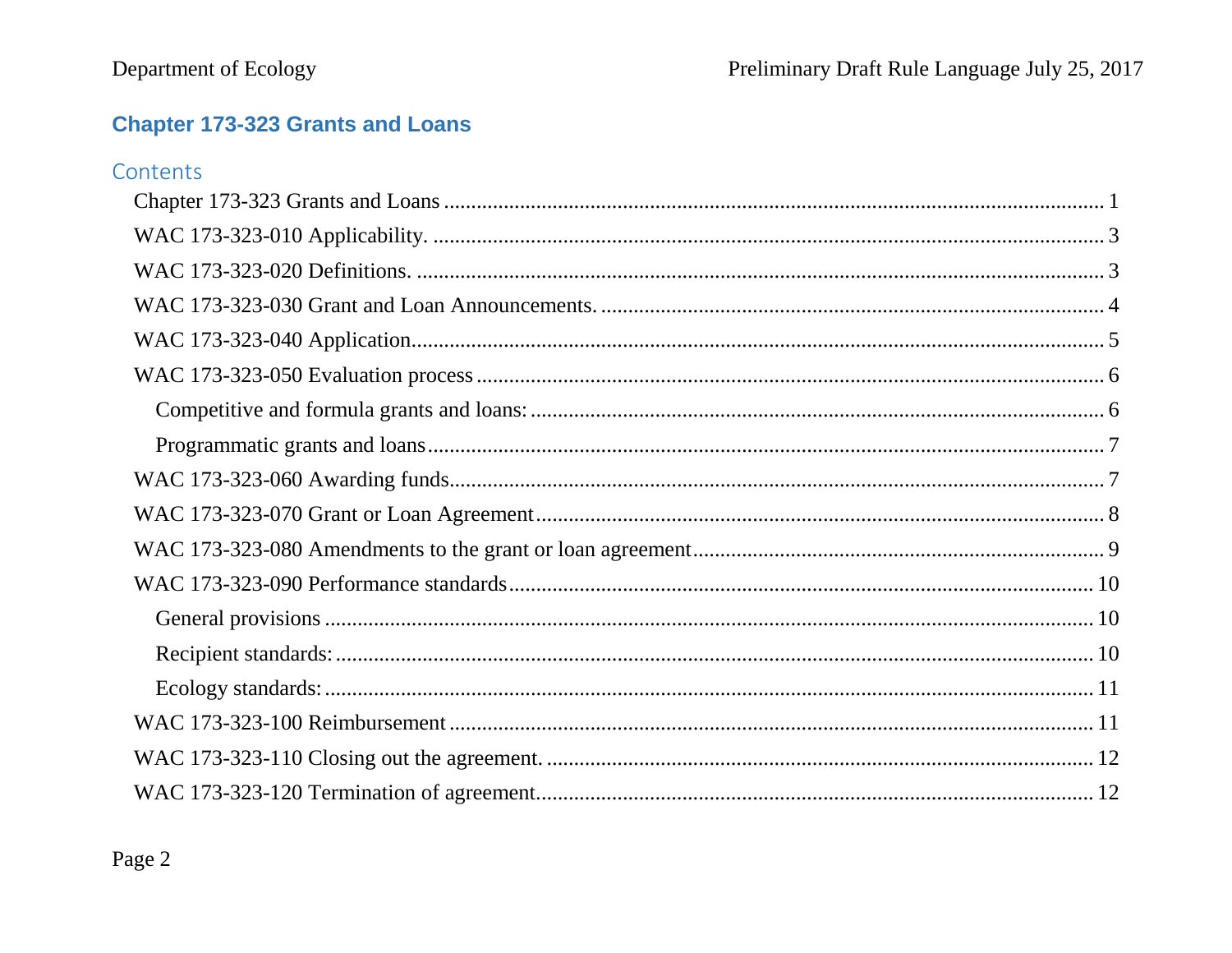## Chapter 173-323 Grants and Loans

### Contents

- Chapter 173-323 Grants and Loans ........ 1
- WAC 173-323-010 Applicability. ........ 3
- WAC 173-323-020 Definitions. ........ 3
- WAC 173-323-030 Grant and Loan Announcements. ........ 4
- WAC 173-323-040 Application........ 5
- WAC 173-323-050 Evaluation process ........ 6
  - Competitive and formula grants and loans: ........ 6
  - Programmatic grants and loans ........ 7
- WAC 173-323-060 Awarding funds........ 7
- WAC 173-323-070 Grant or Loan Agreement ........ 8
- WAC 173-323-080 Amendments to the grant or loan agreement ........ 9
- WAC 173-323-090 Performance standards ........ 10
  - General provisions ........ 10
  - Recipient standards: ........ 10
  - Ecology standards: ........ 11
- WAC 173-323-100 Reimbursement ........ 11
- WAC 173-323-110 Closing out the agreement. ........ 12
- WAC 173-323-120 Termination of agreement........ 12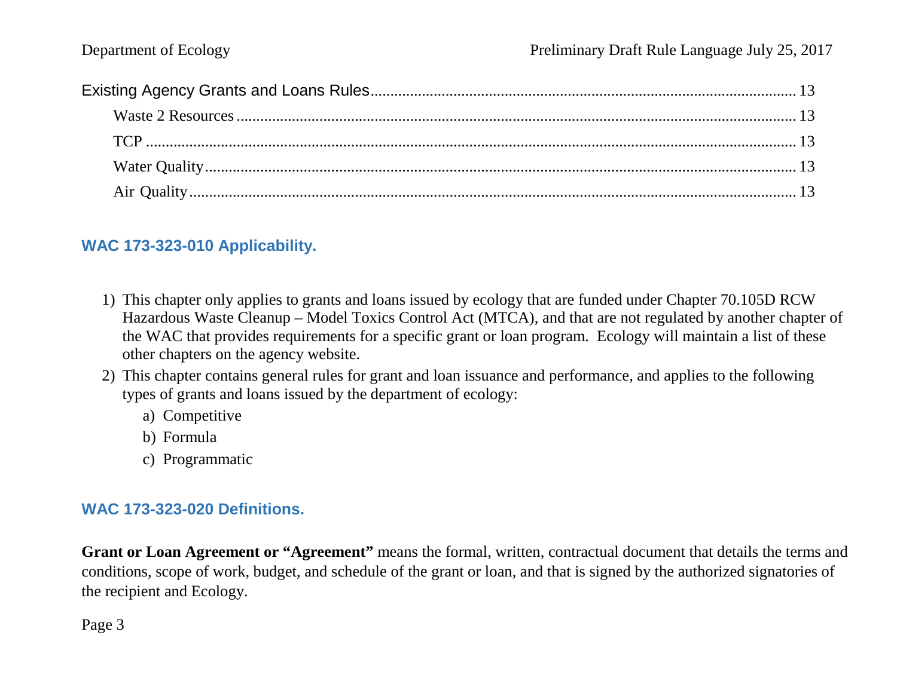Existing Agency Grants and Loans Rules ........ 13

- Waste 2 Resources ........ 13
- TCP ........ 13
- Water Quality ........ 13
- Air Quality ........ 13

## WAC 173-323-010 Applicability.

1) This chapter only applies to grants and loans issued by ecology that are funded under Chapter 70.105D RCW Hazardous Waste Cleanup – Model Toxics Control Act (MTCA), and that are not regulated by another chapter of the WAC that provides requirements for a specific grant or loan program. Ecology will maintain a list of these other chapters on the agency website.
2) This chapter contains general rules for grant and loan issuance and performance, and applies to the following types of grants and loans issued by the department of ecology:
   a) Competitive
   b) Formula
   c) Programmatic

## WAC 173-323-020 Definitions.

**Grant or Loan Agreement or "Agreement"** means the formal, written, contractual document that details the terms and conditions, scope of work, budget, and schedule of the grant or loan, and that is signed by the authorized signatories of the recipient and Ecology.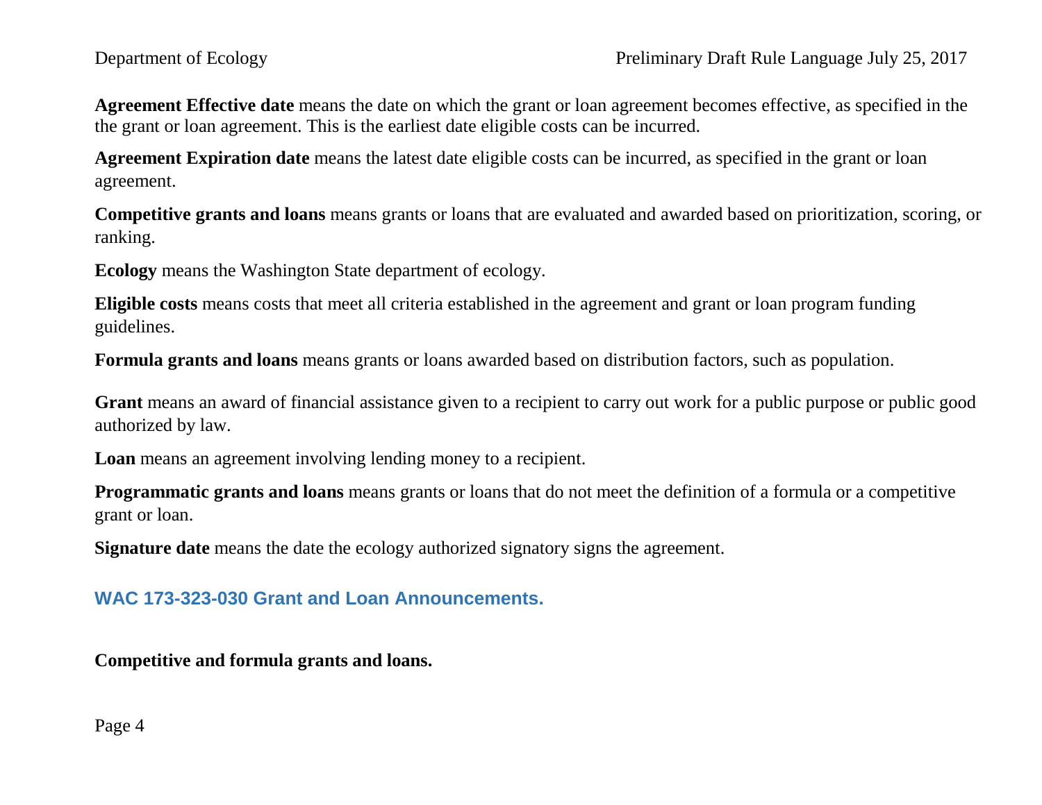**Agreement Effective date** means the date on which the grant or loan agreement becomes effective, as specified in the the grant or loan agreement. This is the earliest date eligible costs can be incurred.

**Agreement Expiration date** means the latest date eligible costs can be incurred, as specified in the grant or loan agreement.

**Competitive grants and loans** means grants or loans that are evaluated and awarded based on prioritization, scoring, or ranking.

**Ecology** means the Washington State department of ecology.

**Eligible costs** means costs that meet all criteria established in the agreement and grant or loan program funding guidelines.

**Formula grants and loans** means grants or loans awarded based on distribution factors, such as population.

**Grant** means an award of financial assistance given to a recipient to carry out work for a public purpose or public good authorized by law.

**Loan** means an agreement involving lending money to a recipient.

**Programmatic grants and loans** means grants or loans that do not meet the definition of a formula or a competitive grant or loan.

**Signature date** means the date the ecology authorized signatory signs the agreement.

## WAC 173-323-030 Grant and Loan Announcements.

**Competitive and formula grants and loans.**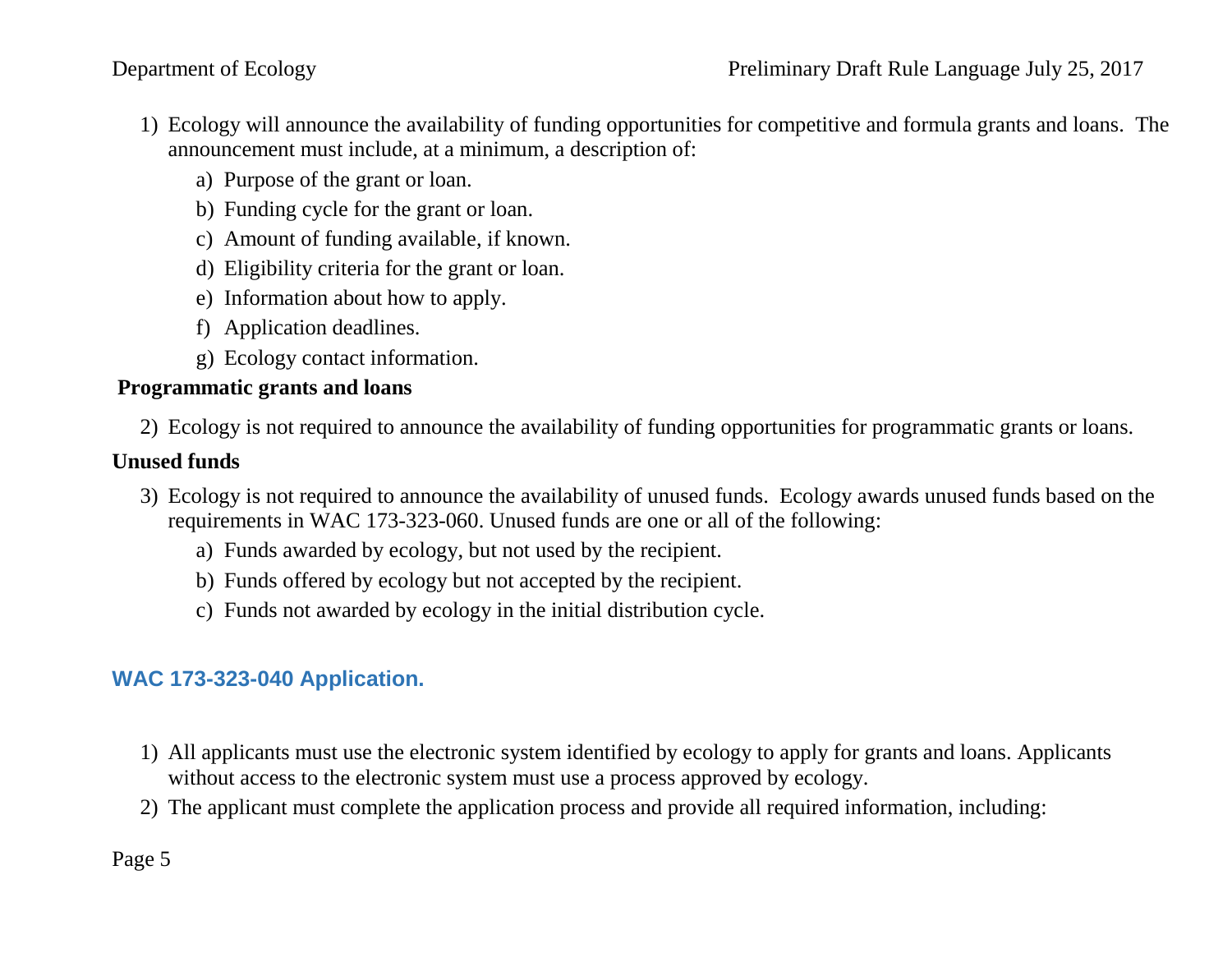1) Ecology will announce the availability of funding opportunities for competitive and formula grants and loans. The announcement must include, at a minimum, a description of:
   a) Purpose of the grant or loan.
   b) Funding cycle for the grant or loan.
   c) Amount of funding available, if known.
   d) Eligibility criteria for the grant or loan.
   e) Information about how to apply.
   f) Application deadlines.
   g) Ecology contact information.

**Programmatic grants and loans**

2) Ecology is not required to announce the availability of funding opportunities for programmatic grants or loans.

**Unused funds**

3) Ecology is not required to announce the availability of unused funds. Ecology awards unused funds based on the requirements in WAC 173-323-060. Unused funds are one or all of the following:
   a) Funds awarded by ecology, but not used by the recipient.
   b) Funds offered by ecology but not accepted by the recipient.
   c) Funds not awarded by ecology in the initial distribution cycle.

## WAC 173-323-040 Application.

1) All applicants must use the electronic system identified by ecology to apply for grants and loans. Applicants without access to the electronic system must use a process approved by ecology.
2) The applicant must complete the application process and provide all required information, including: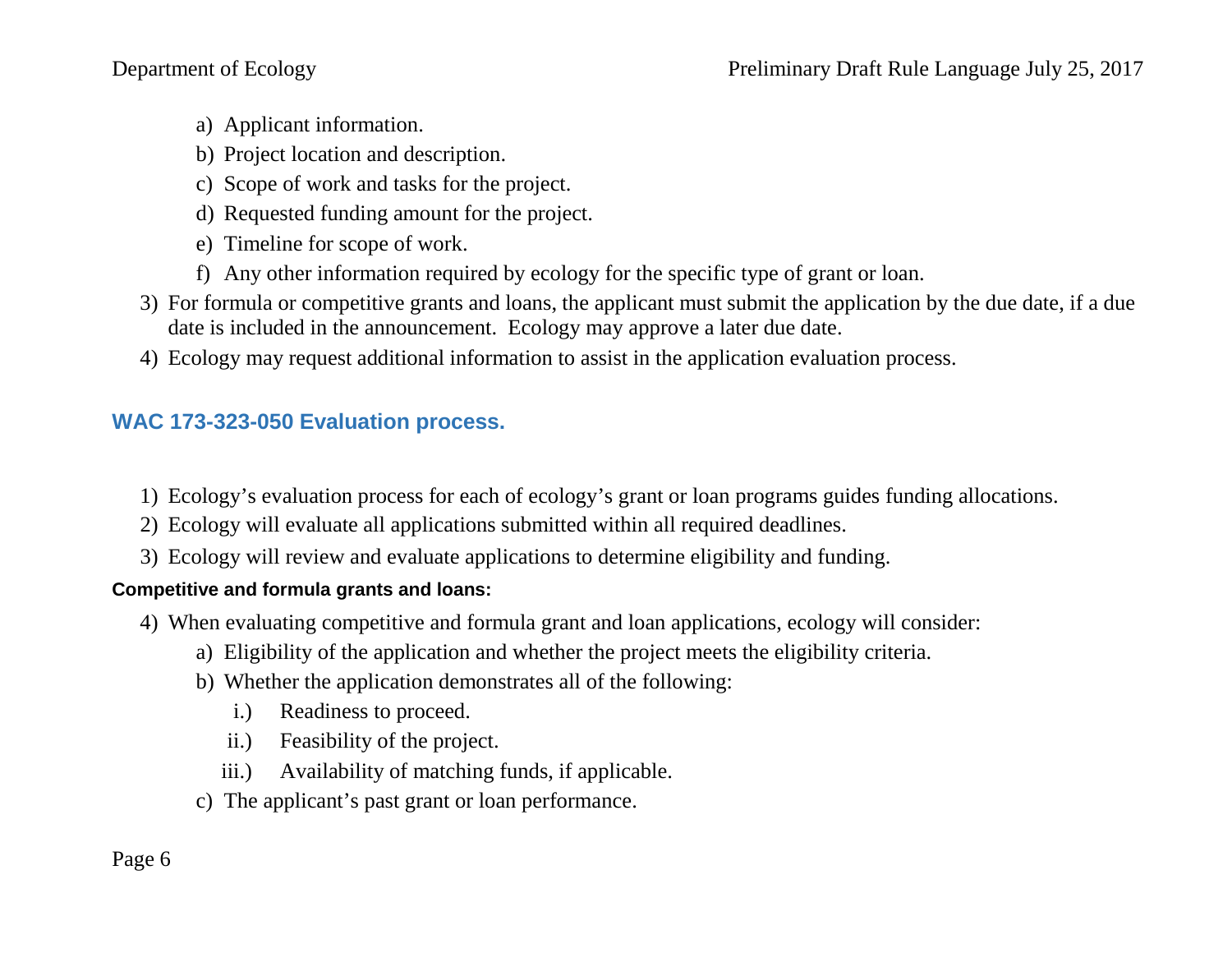a) Applicant information.
   b) Project location and description.
   c) Scope of work and tasks for the project.
   d) Requested funding amount for the project.
   e) Timeline for scope of work.
   f) Any other information required by ecology for the specific type of grant or loan.
3) For formula or competitive grants and loans, the applicant must submit the application by the due date, if a due date is included in the announcement. Ecology may approve a later due date.
4) Ecology may request additional information to assist in the application evaluation process.

## WAC 173-323-050 Evaluation process.

1) Ecology's evaluation process for each of ecology's grant or loan programs guides funding allocations.
2) Ecology will evaluate all applications submitted within all required deadlines.
3) Ecology will review and evaluate applications to determine eligibility and funding.

**Competitive and formula grants and loans:**

4) When evaluating competitive and formula grant and loan applications, ecology will consider:
   a) Eligibility of the application and whether the project meets the eligibility criteria.
   b) Whether the application demonstrates all of the following:
      i.) Readiness to proceed.
      ii.) Feasibility of the project.
      iii.) Availability of matching funds, if applicable.
   c) The applicant's past grant or loan performance.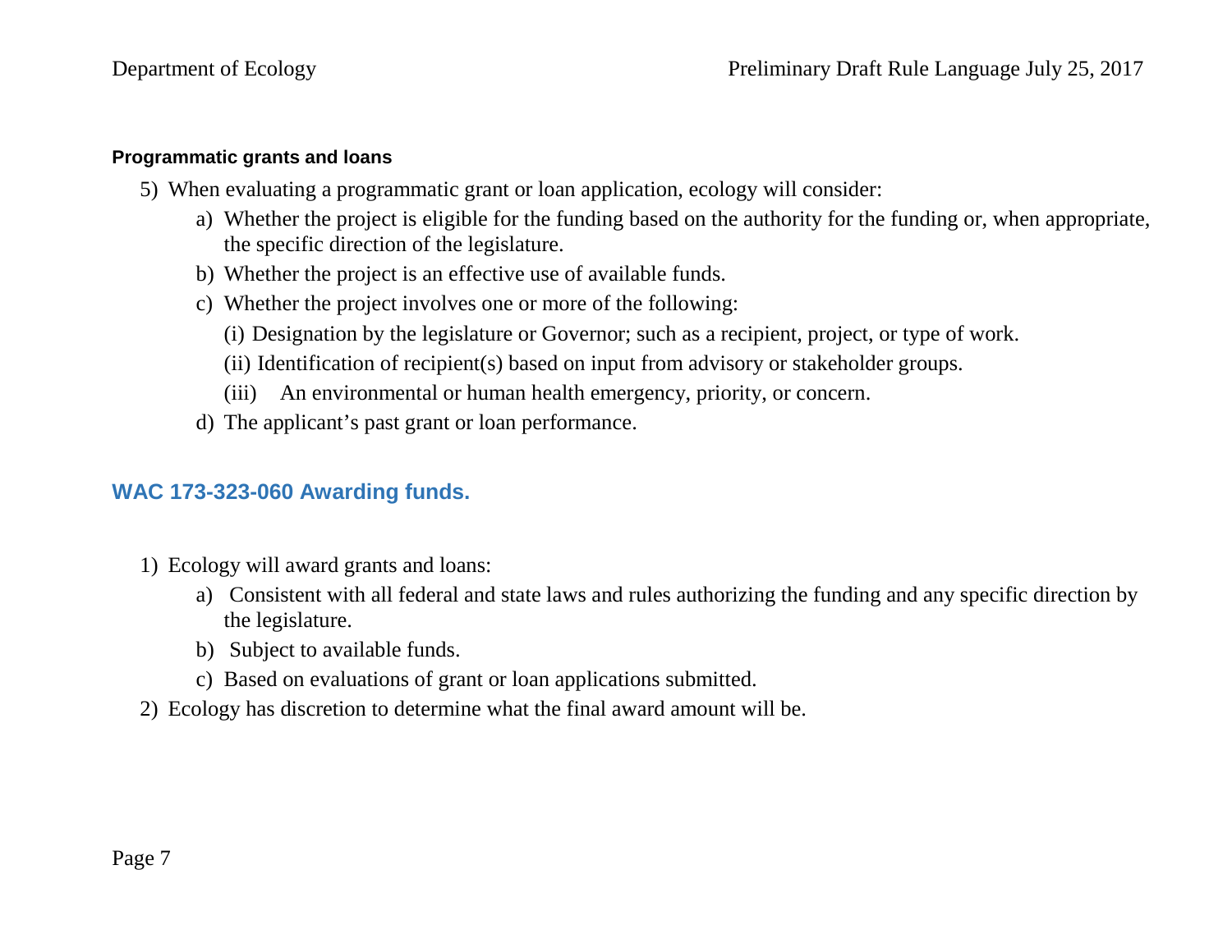**Programmatic grants and loans**

5) When evaluating a programmatic grant or loan application, ecology will consider:
   a) Whether the project is eligible for the funding based on the authority for the funding or, when appropriate, the specific direction of the legislature.
   b) Whether the project is an effective use of available funds.
   c) Whether the project involves one or more of the following:
      (i) Designation by the legislature or Governor; such as a recipient, project, or type of work.
      (ii) Identification of recipient(s) based on input from advisory or stakeholder groups.
      (iii) An environmental or human health emergency, priority, or concern.
   d) The applicant's past grant or loan performance.

## WAC 173-323-060 Awarding funds.

1) Ecology will award grants and loans:
   a) Consistent with all federal and state laws and rules authorizing the funding and any specific direction by the legislature.
   b) Subject to available funds.
   c) Based on evaluations of grant or loan applications submitted.
2) Ecology has discretion to determine what the final award amount will be.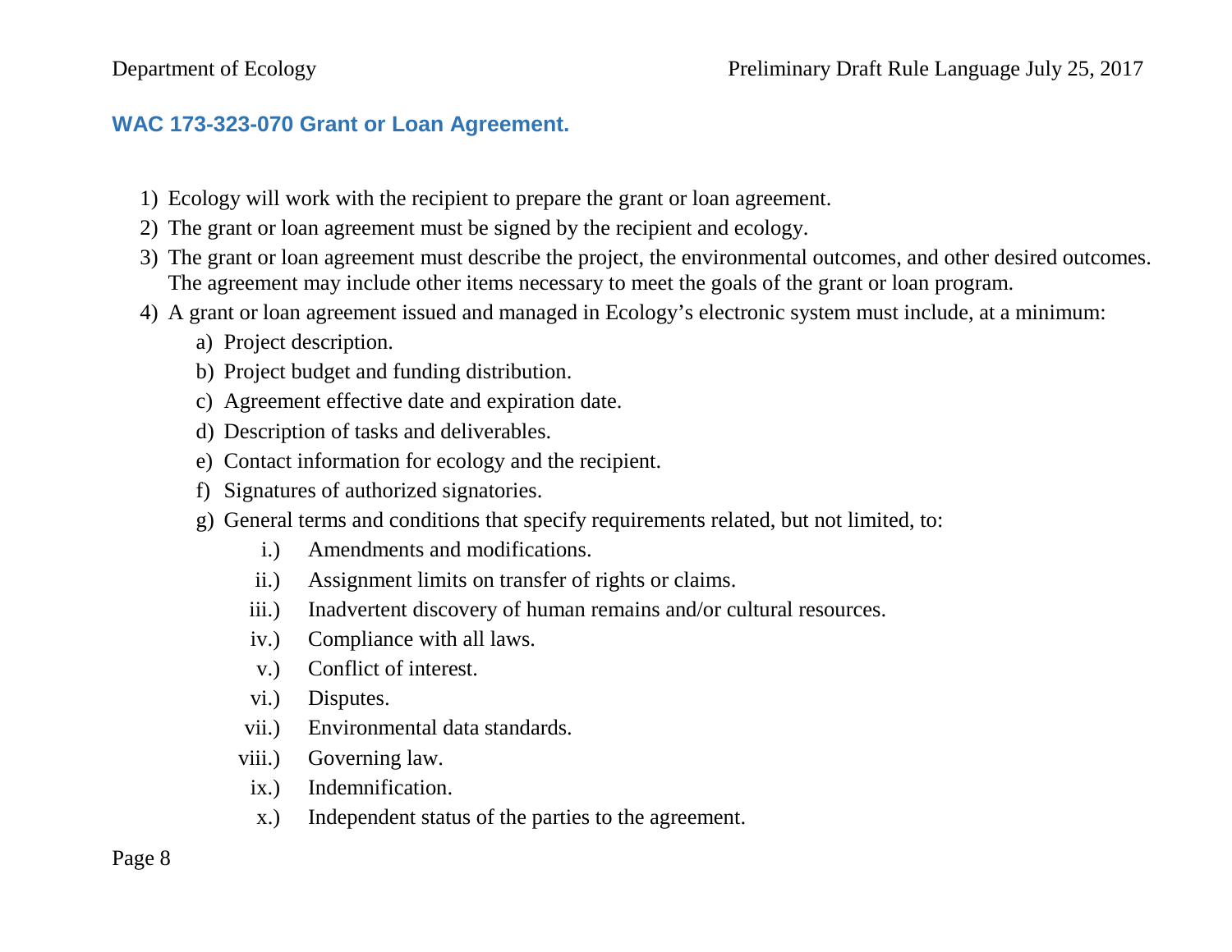### WAC 173-323-070 Grant or Loan Agreement.

1) Ecology will work with the recipient to prepare the grant or loan agreement.
2) The grant or loan agreement must be signed by the recipient and ecology.
3) The grant or loan agreement must describe the project, the environmental outcomes, and other desired outcomes. The agreement may include other items necessary to meet the goals of the grant or loan program.
4) A grant or loan agreement issued and managed in Ecology's electronic system must include, at a minimum:
    a) Project description.
    b) Project budget and funding distribution.
    c) Agreement effective date and expiration date.
    d) Description of tasks and deliverables.
    e) Contact information for ecology and the recipient.
    f) Signatures of authorized signatories.
    g) General terms and conditions that specify requirements related, but not limited, to:
        i.) Amendments and modifications.
        ii.) Assignment limits on transfer of rights or claims.
        iii.) Inadvertent discovery of human remains and/or cultural resources.
        iv.) Compliance with all laws.
        v.) Conflict of interest.
        vi.) Disputes.
        vii.) Environmental data standards.
        viii.) Governing law.
        ix.) Indemnification.
        x.) Independent status of the parties to the agreement.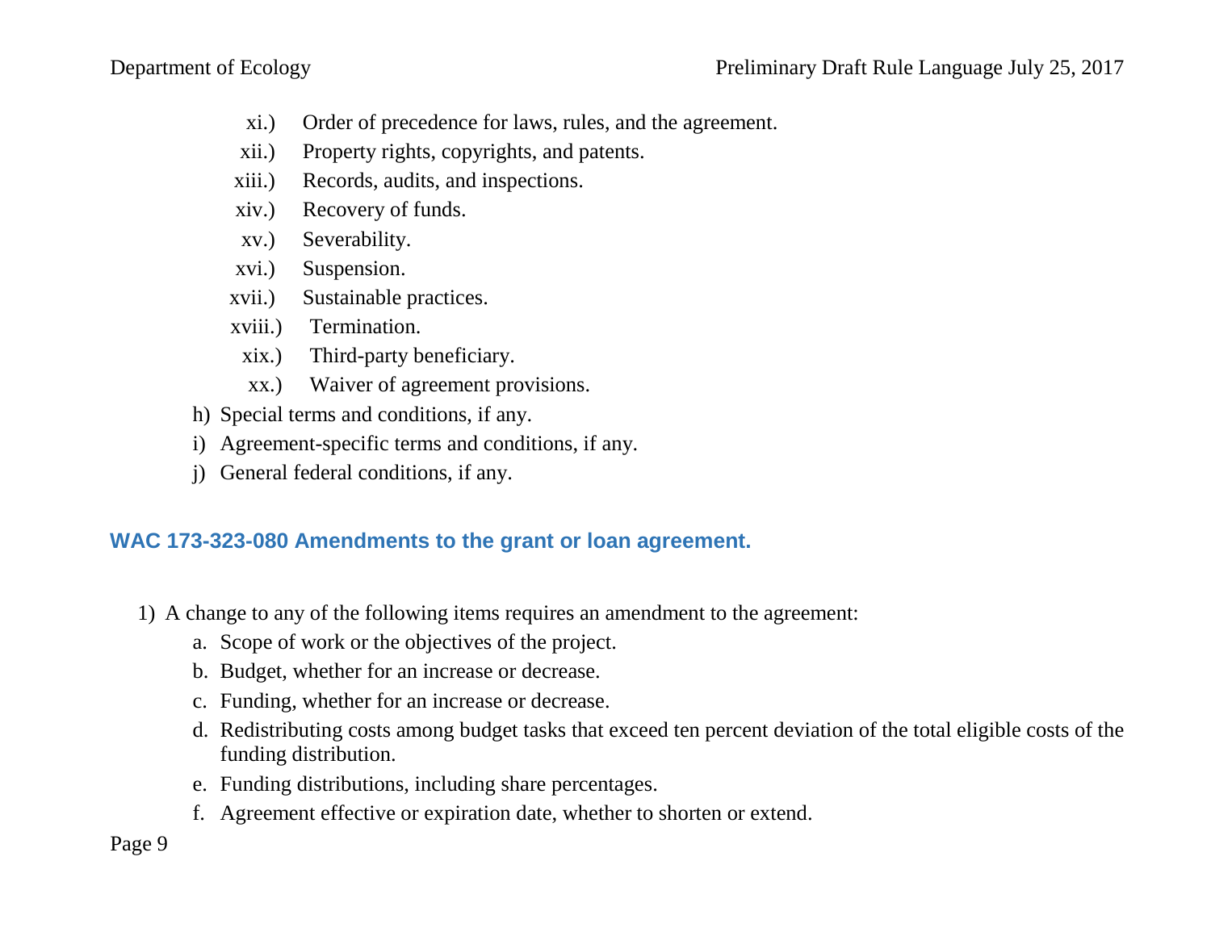xi.) Order of precedence for laws, rules, and the agreement.

xii.) Property rights, copyrights, and patents.

xiii.) Records, audits, and inspections.

xiv.) Recovery of funds.

xv.) Severability.

xvi.) Suspension.

xvii.) Sustainable practices.

xviii.) Termination.

xix.) Third-party beneficiary.

xx.) Waiver of agreement provisions.

h) Special terms and conditions, if any.

i) Agreement-specific terms and conditions, if any.

j) General federal conditions, if any.

## WAC 173-323-080 Amendments to the grant or loan agreement.

1) A change to any of the following items requires an amendment to the agreement:
   a. Scope of work or the objectives of the project.
   b. Budget, whether for an increase or decrease.
   c. Funding, whether for an increase or decrease.
   d. Redistributing costs among budget tasks that exceed ten percent deviation of the total eligible costs of the funding distribution.
   e. Funding distributions, including share percentages.
   f. Agreement effective or expiration date, whether to shorten or extend.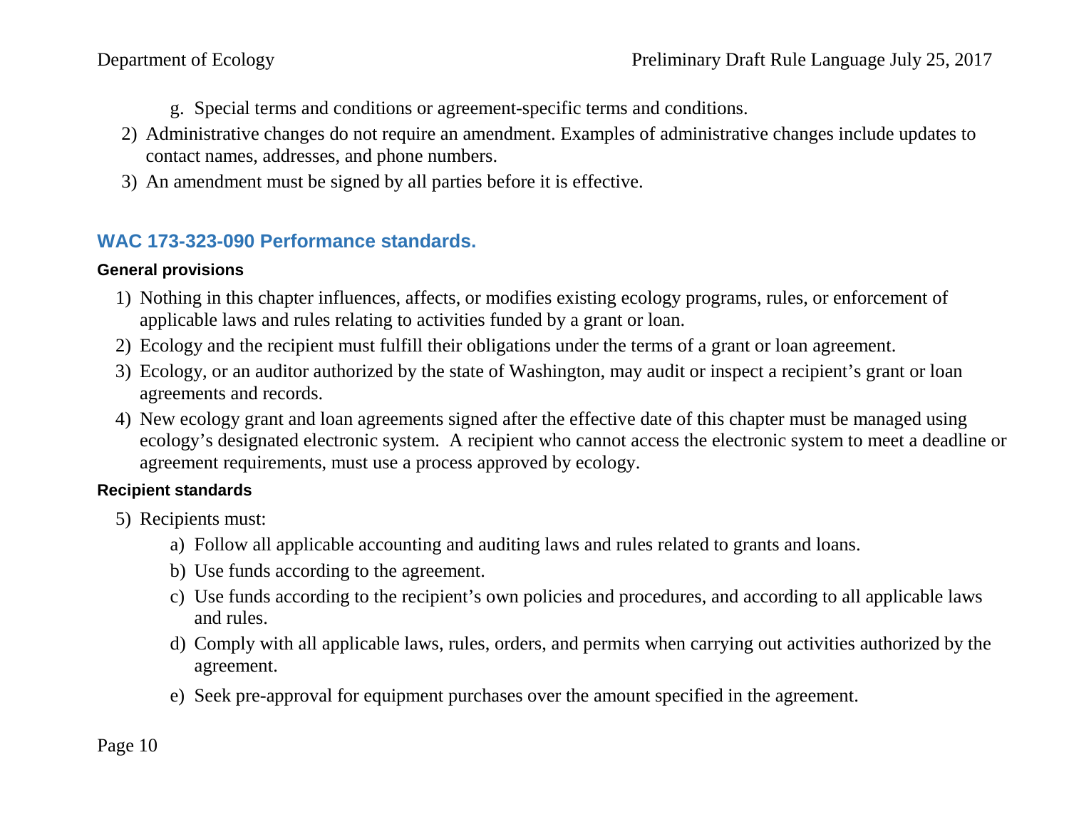g. Special terms and conditions or agreement-specific terms and conditions.

2) Administrative changes do not require an amendment. Examples of administrative changes include updates to contact names, addresses, and phone numbers.

3) An amendment must be signed by all parties before it is effective.

## WAC 173-323-090 Performance standards.

#### General provisions

1) Nothing in this chapter influences, affects, or modifies existing ecology programs, rules, or enforcement of applicable laws and rules relating to activities funded by a grant or loan.
2) Ecology and the recipient must fulfill their obligations under the terms of a grant or loan agreement.
3) Ecology, or an auditor authorized by the state of Washington, may audit or inspect a recipient's grant or loan agreements and records.
4) New ecology grant and loan agreements signed after the effective date of this chapter must be managed using ecology's designated electronic system. A recipient who cannot access the electronic system to meet a deadline or agreement requirements, must use a process approved by ecology.

#### Recipient standards

5) Recipients must:
   a) Follow all applicable accounting and auditing laws and rules related to grants and loans.
   b) Use funds according to the agreement.
   c) Use funds according to the recipient's own policies and procedures, and according to all applicable laws and rules.
   d) Comply with all applicable laws, rules, orders, and permits when carrying out activities authorized by the agreement.
   e) Seek pre-approval for equipment purchases over the amount specified in the agreement.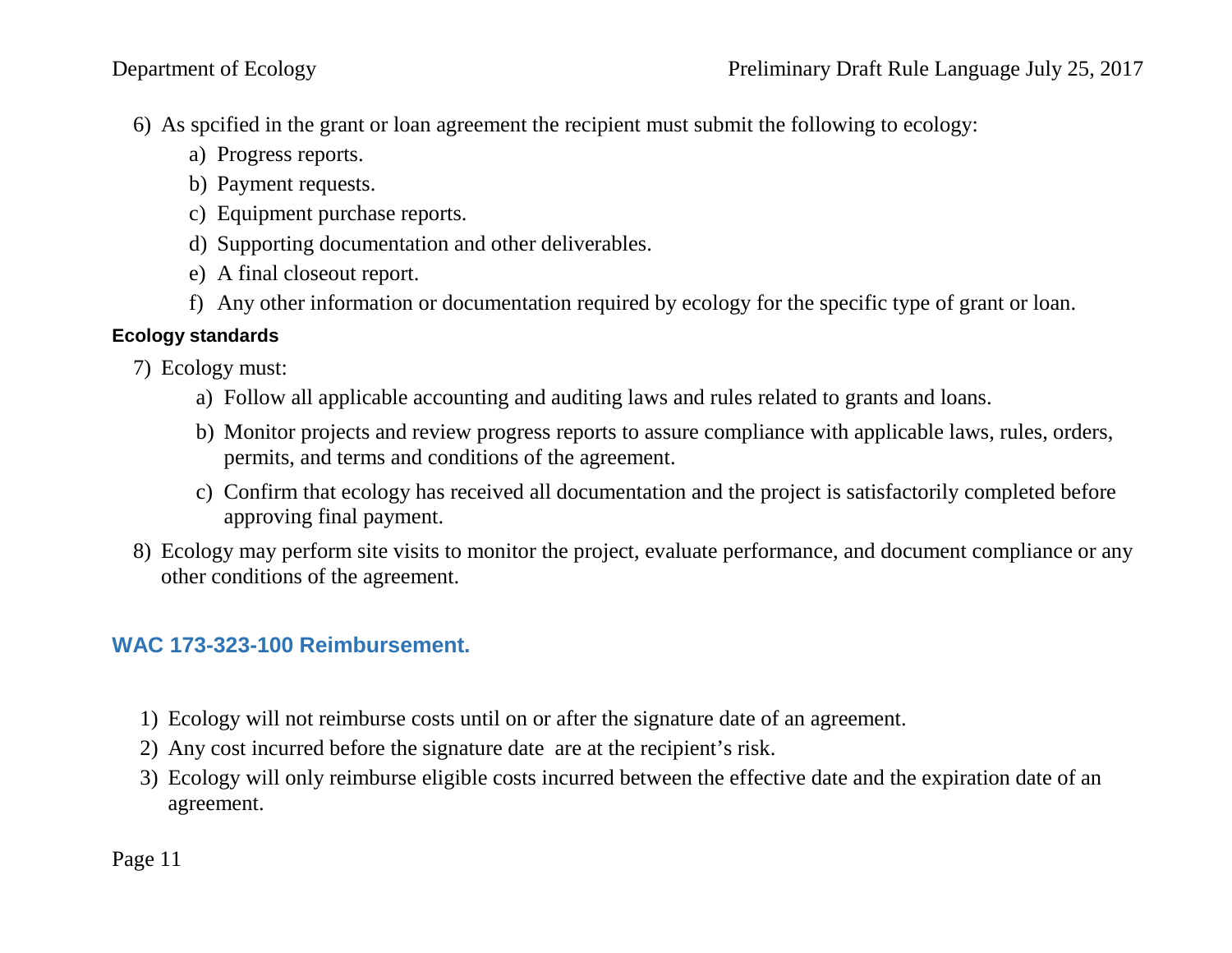6) As spcified in the grant or loan agreement the recipient must submit the following to ecology:
    a) Progress reports.
    b) Payment requests.
    c) Equipment purchase reports.
    d) Supporting documentation and other deliverables.
    e) A final closeout report.
    f) Any other information or documentation required by ecology for the specific type of grant or loan.

**Ecology standards**

7) Ecology must:
    a) Follow all applicable accounting and auditing laws and rules related to grants and loans.
    b) Monitor projects and review progress reports to assure compliance with applicable laws, rules, orders, permits, and terms and conditions of the agreement.
    c) Confirm that ecology has received all documentation and the project is satisfactorily completed before approving final payment.
8) Ecology may perform site visits to monitor the project, evaluate performance, and document compliance or any other conditions of the agreement.

## WAC 173-323-100 Reimbursement.

1) Ecology will not reimburse costs until on or after the signature date of an agreement.
2) Any cost incurred before the signature date  are at the recipient's risk.
3) Ecology will only reimburse eligible costs incurred between the effective date and the expiration date of an agreement.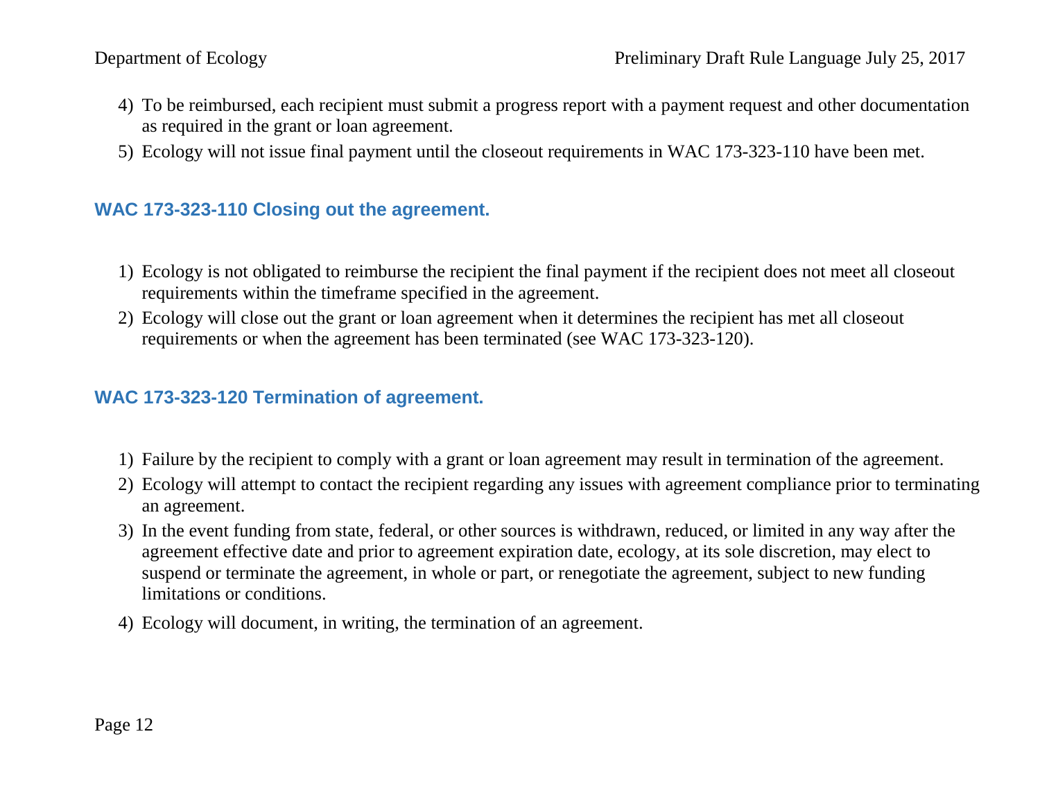4) To be reimbursed, each recipient must submit a progress report with a payment request and other documentation as required in the grant or loan agreement.
5) Ecology will not issue final payment until the closeout requirements in WAC 173-323-110 have been met.

### WAC 173-323-110 Closing out the agreement.

1) Ecology is not obligated to reimburse the recipient the final payment if the recipient does not meet all closeout requirements within the timeframe specified in the agreement.
2) Ecology will close out the grant or loan agreement when it determines the recipient has met all closeout requirements or when the agreement has been terminated (see WAC 173-323-120).

### WAC 173-323-120 Termination of agreement.

1) Failure by the recipient to comply with a grant or loan agreement may result in termination of the agreement.
2) Ecology will attempt to contact the recipient regarding any issues with agreement compliance prior to terminating an agreement.
3) In the event funding from state, federal, or other sources is withdrawn, reduced, or limited in any way after the agreement effective date and prior to agreement expiration date, ecology, at its sole discretion, may elect to suspend or terminate the agreement, in whole or part, or renegotiate the agreement, subject to new funding limitations or conditions.
4) Ecology will document, in writing, the termination of an agreement.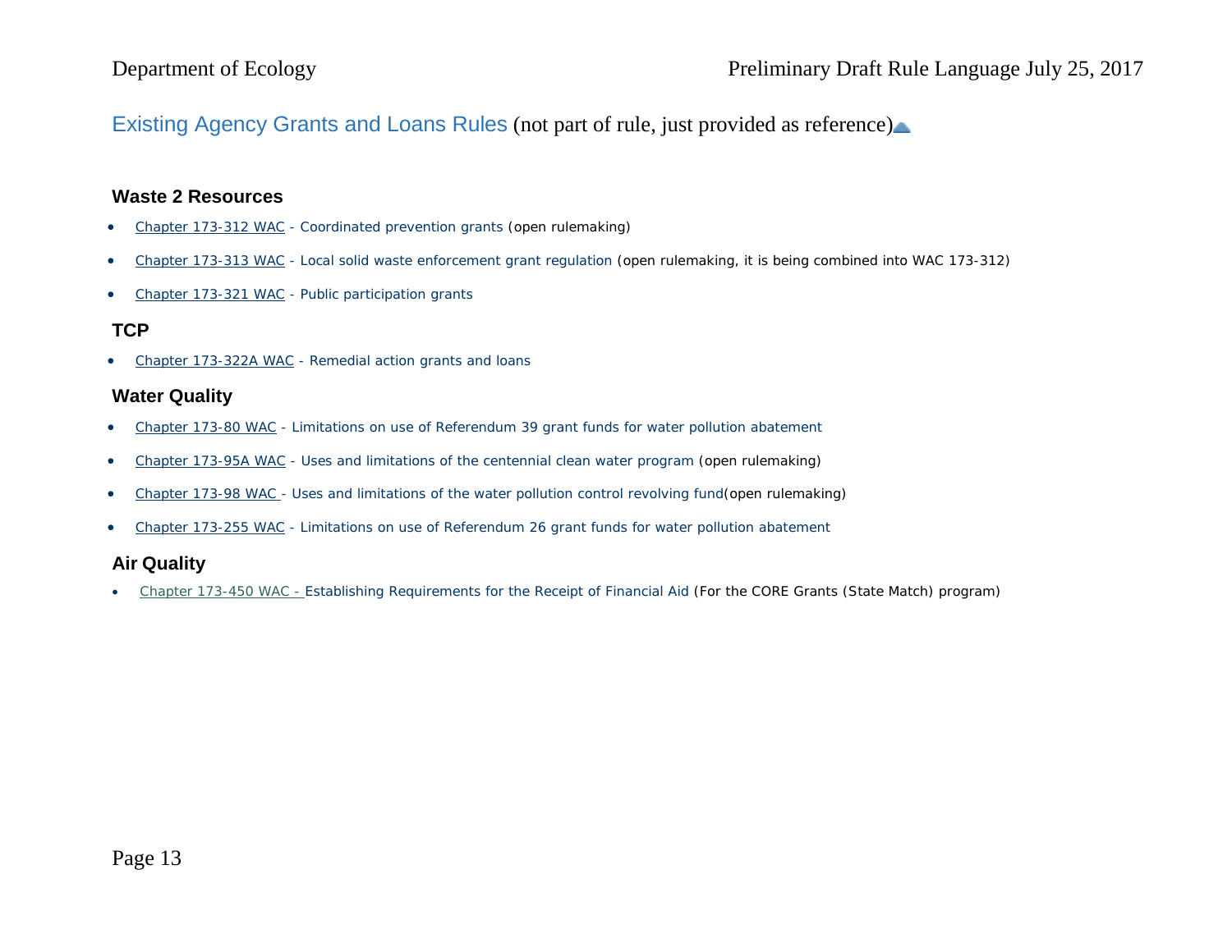## Existing Agency Grants and Loans Rules (not part of rule, just provided as reference)

### Waste 2 Resources

- Chapter 173-312 WAC - Coordinated prevention grants (open rulemaking)
- Chapter 173-313 WAC - Local solid waste enforcement grant regulation (open rulemaking, it is being combined into WAC 173-312)
- Chapter 173-321 WAC - Public participation grants

### TCP

- Chapter 173-322A WAC - Remedial action grants and loans

### Water Quality

- Chapter 173-80 WAC - Limitations on use of Referendum 39 grant funds for water pollution abatement
- Chapter 173-95A WAC - Uses and limitations of the centennial clean water program (open rulemaking)
- Chapter 173-98 WAC - Uses and limitations of the water pollution control revolving fund(open rulemaking)
- Chapter 173-255 WAC - Limitations on use of Referendum 26 grant funds for water pollution abatement

### Air Quality

- Chapter 173-450 WAC - Establishing Requirements for the Receipt of Financial Aid (For the CORE Grants (State Match) program)